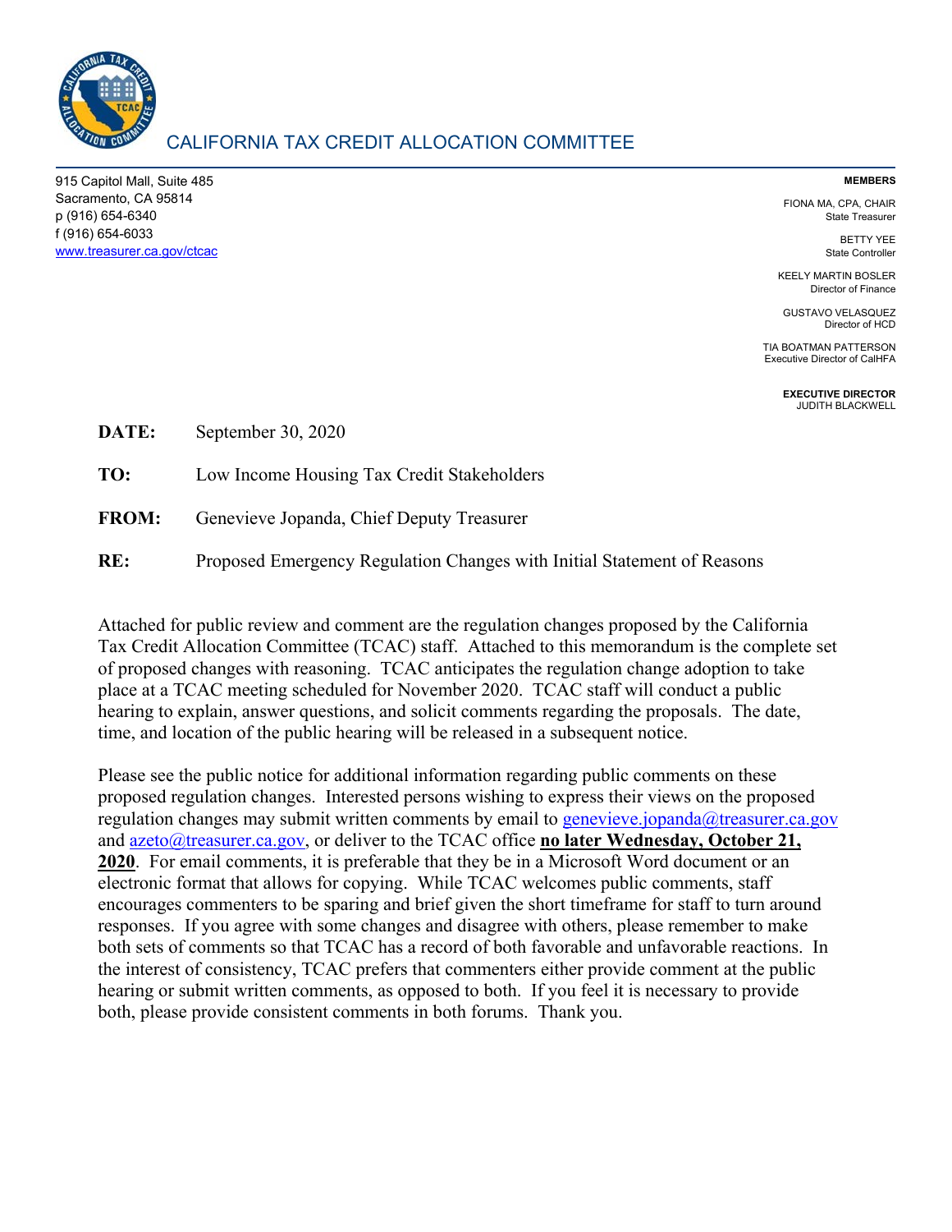# CALIFORNIA TAX CREDIT ALLOCATION COMMITTEE

915 Capitol Mall, Suite 485
Sacramento, CA 95814
p (916) 654-6340
f (916) 654-6033
www.treasurer.ca.gov/ctcac

**MEMBERS**

FIONA MA, CPA, CHAIR
State Treasurer

BETTY YEE
State Controller

KEELY MARTIN BOSLER
Director of Finance

GUSTAVO VELASQUEZ
Director of HCD

TIA BOATMAN PATTERSON
Executive Director of CalHFA

**EXECUTIVE DIRECTOR**
JUDITH BLACKWELL

**DATE:** September 30, 2020

**TO:** Low Income Housing Tax Credit Stakeholders

**FROM:** Genevieve Jopanda, Chief Deputy Treasurer

**RE:** Proposed Emergency Regulation Changes with Initial Statement of Reasons

Attached for public review and comment are the regulation changes proposed by the California Tax Credit Allocation Committee (TCAC) staff. Attached to this memorandum is the complete set of proposed changes with reasoning. TCAC anticipates the regulation change adoption to take place at a TCAC meeting scheduled for November 2020. TCAC staff will conduct a public hearing to explain, answer questions, and solicit comments regarding the proposals. The date, time, and location of the public hearing will be released in a subsequent notice.

Please see the public notice for additional information regarding public comments on these proposed regulation changes. Interested persons wishing to express their views on the proposed regulation changes may submit written comments by email to genevieve.jopanda@treasurer.ca.gov and azeto@treasurer.ca.gov, or deliver to the TCAC office **no later Wednesday, October 21, 2020**. For email comments, it is preferable that they be in a Microsoft Word document or an electronic format that allows for copying. While TCAC welcomes public comments, staff encourages commenters to be sparing and brief given the short timeframe for staff to turn around responses. If you agree with some changes and disagree with others, please remember to make both sets of comments so that TCAC has a record of both favorable and unfavorable reactions. In the interest of consistency, TCAC prefers that commenters either provide comment at the public hearing or submit written comments, as opposed to both. If you feel it is necessary to provide both, please provide consistent comments in both forums. Thank you.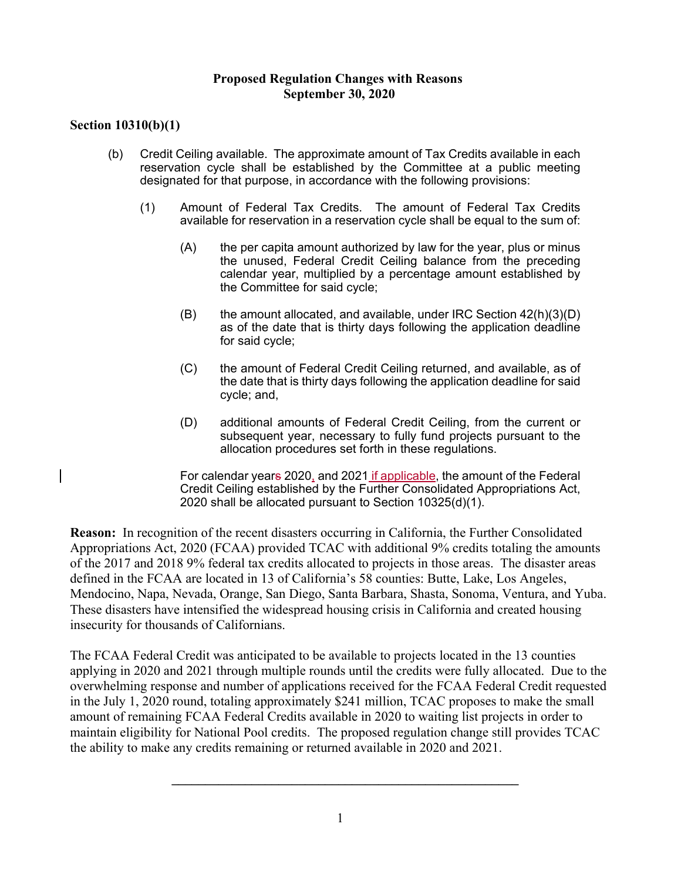**Proposed Regulation Changes with Reasons**
**September 30, 2020**

**Section 10310(b)(1)**

(b) Credit Ceiling available. The approximate amount of Tax Credits available in each reservation cycle shall be established by the Committee at a public meeting designated for that purpose, in accordance with the following provisions:

(1) Amount of Federal Tax Credits. The amount of Federal Tax Credits available for reservation in a reservation cycle shall be equal to the sum of:

(A) the per capita amount authorized by law for the year, plus or minus the unused, Federal Credit Ceiling balance from the preceding calendar year, multiplied by a percentage amount established by the Committee for said cycle;

(B) the amount allocated, and available, under IRC Section 42(h)(3)(D) as of the date that is thirty days following the application deadline for said cycle;

(C) the amount of Federal Credit Ceiling returned, and available, as of the date that is thirty days following the application deadline for said cycle; and,

(D) additional amounts of Federal Credit Ceiling, from the current or subsequent year, necessary to fully fund projects pursuant to the allocation procedures set forth in these regulations.

For calendar year~~s~~ 2020, and 2021 if applicable, the amount of the Federal Credit Ceiling established by the Further Consolidated Appropriations Act, 2020 shall be allocated pursuant to Section 10325(d)(1).

**Reason:** In recognition of the recent disasters occurring in California, the Further Consolidated Appropriations Act, 2020 (FCAA) provided TCAC with additional 9% credits totaling the amounts of the 2017 and 2018 9% federal tax credits allocated to projects in those areas. The disaster areas defined in the FCAA are located in 13 of California's 58 counties: Butte, Lake, Los Angeles, Mendocino, Napa, Nevada, Orange, San Diego, Santa Barbara, Shasta, Sonoma, Ventura, and Yuba. These disasters have intensified the widespread housing crisis in California and created housing insecurity for thousands of Californians.

The FCAA Federal Credit was anticipated to be available to projects located in the 13 counties applying in 2020 and 2021 through multiple rounds until the credits were fully allocated. Due to the overwhelming response and number of applications received for the FCAA Federal Credit requested in the July 1, 2020 round, totaling approximately $241 million, TCAC proposes to make the small amount of remaining FCAA Federal Credits available in 2020 to waiting list projects in order to maintain eligibility for National Pool credits. The proposed regulation change still provides TCAC the ability to make any credits remaining or returned available in 2020 and 2021.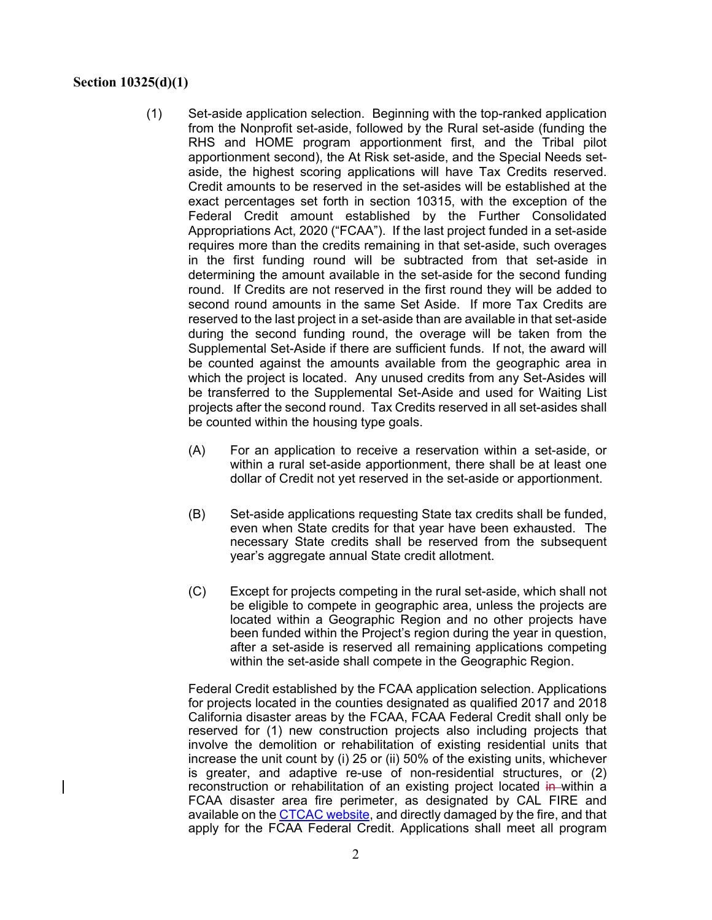**Section 10325(d)(1)**

(1) Set-aside application selection. Beginning with the top-ranked application from the Nonprofit set-aside, followed by the Rural set-aside (funding the RHS and HOME program apportionment first, and the Tribal pilot apportionment second), the At Risk set-aside, and the Special Needs set-aside, the highest scoring applications will have Tax Credits reserved. Credit amounts to be reserved in the set-asides will be established at the exact percentages set forth in section 10315, with the exception of the Federal Credit amount established by the Further Consolidated Appropriations Act, 2020 ("FCAA"). If the last project funded in a set-aside requires more than the credits remaining in that set-aside, such overages in the first funding round will be subtracted from that set-aside in determining the amount available in the set-aside for the second funding round. If Credits are not reserved in the first round they will be added to second round amounts in the same Set Aside. If more Tax Credits are reserved to the last project in a set-aside than are available in that set-aside during the second funding round, the overage will be taken from the Supplemental Set-Aside if there are sufficient funds. If not, the award will be counted against the amounts available from the geographic area in which the project is located. Any unused credits from any Set-Asides will be transferred to the Supplemental Set-Aside and used for Waiting List projects after the second round. Tax Credits reserved in all set-asides shall be counted within the housing type goals.

(A) For an application to receive a reservation within a set-aside, or within a rural set-aside apportionment, there shall be at least one dollar of Credit not yet reserved in the set-aside or apportionment.

(B) Set-aside applications requesting State tax credits shall be funded, even when State credits for that year have been exhausted. The necessary State credits shall be reserved from the subsequent year's aggregate annual State credit allotment.

(C) Except for projects competing in the rural set-aside, which shall not be eligible to compete in geographic area, unless the projects are located within a Geographic Region and no other projects have been funded within the Project's region during the year in question, after a set-aside is reserved all remaining applications competing within the set-aside shall compete in the Geographic Region.

Federal Credit established by the FCAA application selection. Applications for projects located in the counties designated as qualified 2017 and 2018 California disaster areas by the FCAA, FCAA Federal Credit shall only be reserved for (1) new construction projects also including projects that involve the demolition or rehabilitation of existing residential units that increase the unit count by (i) 25 or (ii) 50% of the existing units, whichever is greater, and adaptive re-use of non-residential structures, or (2) reconstruction or rehabilitation of an existing project located ~~in~~ within a FCAA disaster area fire perimeter, as designated by CAL FIRE and available on the CTCAC website, and directly damaged by the fire, and that apply for the FCAA Federal Credit. Applications shall meet all program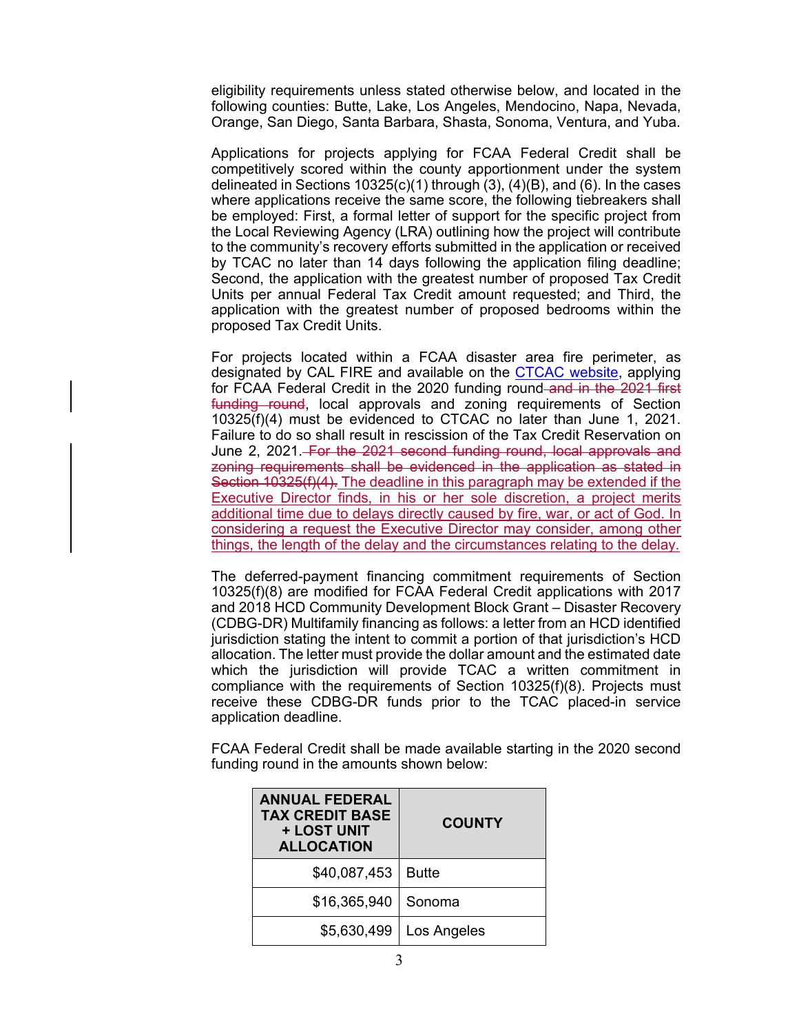eligibility requirements unless stated otherwise below, and located in the following counties: Butte, Lake, Los Angeles, Mendocino, Napa, Nevada, Orange, San Diego, Santa Barbara, Shasta, Sonoma, Ventura, and Yuba.

Applications for projects applying for FCAA Federal Credit shall be competitively scored within the county apportionment under the system delineated in Sections 10325(c)(1) through (3), (4)(B), and (6). In the cases where applications receive the same score, the following tiebreakers shall be employed: First, a formal letter of support for the specific project from the Local Reviewing Agency (LRA) outlining how the project will contribute to the community's recovery efforts submitted in the application or received by TCAC no later than 14 days following the application filing deadline; Second, the application with the greatest number of proposed Tax Credit Units per annual Federal Tax Credit amount requested; and Third, the application with the greatest number of proposed bedrooms within the proposed Tax Credit Units.

For projects located within a FCAA disaster area fire perimeter, as designated by CAL FIRE and available on the CTCAC website, applying for FCAA Federal Credit in the 2020 funding round ~~and in the 2021 first funding round~~, local approvals and zoning requirements of Section 10325(f)(4) must be evidenced to CTCAC no later than June 1, 2021. Failure to do so shall result in rescission of the Tax Credit Reservation on June 2, 2021. ~~For the 2021 second funding round, local approvals and zoning requirements shall be evidenced in the application as stated in Section 10325(f)(4).~~ The deadline in this paragraph may be extended if the Executive Director finds, in his or her sole discretion, a project merits additional time due to delays directly caused by fire, war, or act of God. In considering a request the Executive Director may consider, among other things, the length of the delay and the circumstances relating to the delay.

The deferred-payment financing commitment requirements of Section 10325(f)(8) are modified for FCAA Federal Credit applications with 2017 and 2018 HCD Community Development Block Grant – Disaster Recovery (CDBG-DR) Multifamily financing as follows: a letter from an HCD identified jurisdiction stating the intent to commit a portion of that jurisdiction's HCD allocation. The letter must provide the dollar amount and the estimated date which the jurisdiction will provide TCAC a written commitment in compliance with the requirements of Section 10325(f)(8). Projects must receive these CDBG-DR funds prior to the TCAC placed-in service application deadline.

FCAA Federal Credit shall be made available starting in the 2020 second funding round in the amounts shown below:

| ANNUAL FEDERAL TAX CREDIT BASE + LOST UNIT ALLOCATION | COUNTY |
|---:|---|
| $40,087,453 | Butte |
| $16,365,940 | Sonoma |
| $5,630,499 | Los Angeles |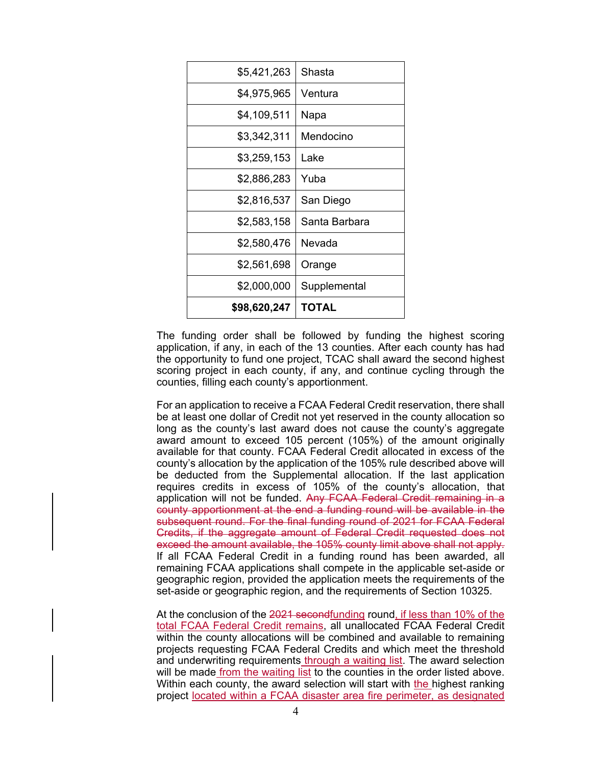| | |
|---:|---|
| $5,421,263 | Shasta |
| $4,975,965 | Ventura |
| $4,109,511 | Napa |
| $3,342,311 | Mendocino |
| $3,259,153 | Lake |
| $2,886,283 | Yuba |
| $2,816,537 | San Diego |
| $2,583,158 | Santa Barbara |
| $2,580,476 | Nevada |
| $2,561,698 | Orange |
| $2,000,000 | Supplemental |
| **$98,620,247** | **TOTAL** |

The funding order shall be followed by funding the highest scoring application, if any, in each of the 13 counties. After each county has had the opportunity to fund one project, TCAC shall award the second highest scoring project in each county, if any, and continue cycling through the counties, filling each county's apportionment.

For an application to receive a FCAA Federal Credit reservation, there shall be at least one dollar of Credit not yet reserved in the county allocation so long as the county's last award does not cause the county's aggregate award amount to exceed 105 percent (105%) of the amount originally available for that county. FCAA Federal Credit allocated in excess of the county's allocation by the application of the 105% rule described above will be deducted from the Supplemental allocation. If the last application requires credits in excess of 105% of the county's allocation, that application will not be funded. ~~Any FCAA Federal Credit remaining in a county apportionment at the end a funding round will be available in the subsequent round. For the final funding round of 2021 for FCAA Federal Credits, if the aggregate amount of Federal Credit requested does not exceed the amount available, the 105% county limit above shall not apply.~~ If all FCAA Federal Credit in a funding round has been awarded, all remaining FCAA applications shall compete in the applicable set-aside or geographic region, provided the application meets the requirements of the set-aside or geographic region, and the requirements of Section 10325.

At the conclusion of the ~~2021 second~~funding round, if less than 10% of the total FCAA Federal Credit remains, all unallocated FCAA Federal Credit within the county allocations will be combined and available to remaining projects requesting FCAA Federal Credits and which meet the threshold and underwriting requirements through a waiting list. The award selection will be made from the waiting list to the counties in the order listed above. Within each county, the award selection will start with the highest ranking project located within a FCAA disaster area fire perimeter, as designated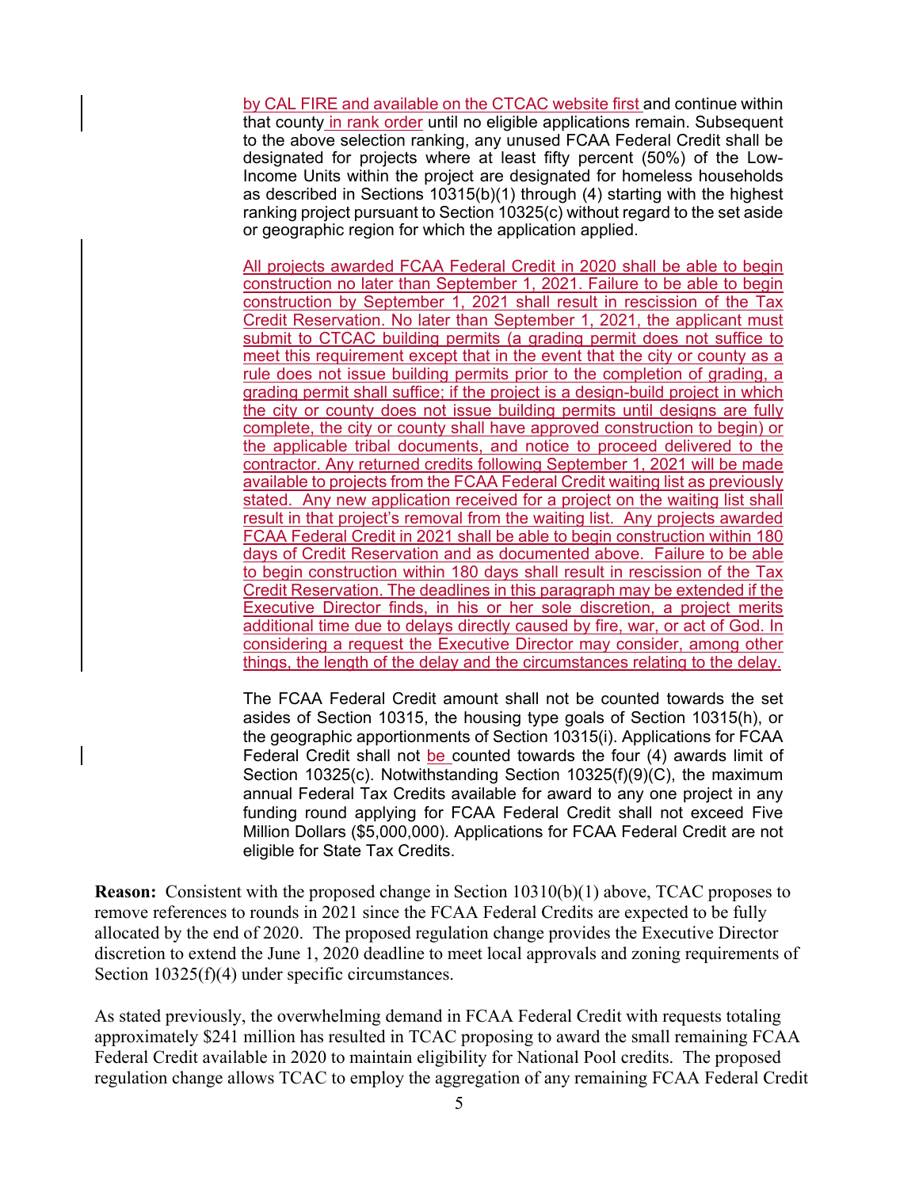by CAL FIRE and available on the CTCAC website first and continue within that county in rank order until no eligible applications remain. Subsequent to the above selection ranking, any unused FCAA Federal Credit shall be designated for projects where at least fifty percent (50%) of the Low-Income Units within the project are designated for homeless households as described in Sections 10315(b)(1) through (4) starting with the highest ranking project pursuant to Section 10325(c) without regard to the set aside or geographic region for which the application applied.

All projects awarded FCAA Federal Credit in 2020 shall be able to begin construction no later than September 1, 2021. Failure to be able to begin construction by September 1, 2021 shall result in rescission of the Tax Credit Reservation. No later than September 1, 2021, the applicant must submit to CTCAC building permits (a grading permit does not suffice to meet this requirement except that in the event that the city or county as a rule does not issue building permits prior to the completion of grading, a grading permit shall suffice; if the project is a design-build project in which the city or county does not issue building permits until designs are fully complete, the city or county shall have approved construction to begin) or the applicable tribal documents, and notice to proceed delivered to the contractor. Any returned credits following September 1, 2021 will be made available to projects from the FCAA Federal Credit waiting list as previously stated. Any new application received for a project on the waiting list shall result in that project's removal from the waiting list. Any projects awarded FCAA Federal Credit in 2021 shall be able to begin construction within 180 days of Credit Reservation and as documented above. Failure to be able to begin construction within 180 days shall result in rescission of the Tax Credit Reservation. The deadlines in this paragraph may be extended if the Executive Director finds, in his or her sole discretion, a project merits additional time due to delays directly caused by fire, war, or act of God. In considering a request the Executive Director may consider, among other things, the length of the delay and the circumstances relating to the delay.

The FCAA Federal Credit amount shall not be counted towards the set asides of Section 10315, the housing type goals of Section 10315(h), or the geographic apportionments of Section 10315(i). Applications for FCAA Federal Credit shall not be counted towards the four (4) awards limit of Section 10325(c). Notwithstanding Section 10325(f)(9)(C), the maximum annual Federal Tax Credits available for award to any one project in any funding round applying for FCAA Federal Credit shall not exceed Five Million Dollars ($5,000,000). Applications for FCAA Federal Credit are not eligible for State Tax Credits.

**Reason:** Consistent with the proposed change in Section 10310(b)(1) above, TCAC proposes to remove references to rounds in 2021 since the FCAA Federal Credits are expected to be fully allocated by the end of 2020. The proposed regulation change provides the Executive Director discretion to extend the June 1, 2020 deadline to meet local approvals and zoning requirements of Section 10325(f)(4) under specific circumstances.

As stated previously, the overwhelming demand in FCAA Federal Credit with requests totaling approximately $241 million has resulted in TCAC proposing to award the small remaining FCAA Federal Credit available in 2020 to maintain eligibility for National Pool credits. The proposed regulation change allows TCAC to employ the aggregation of any remaining FCAA Federal Credit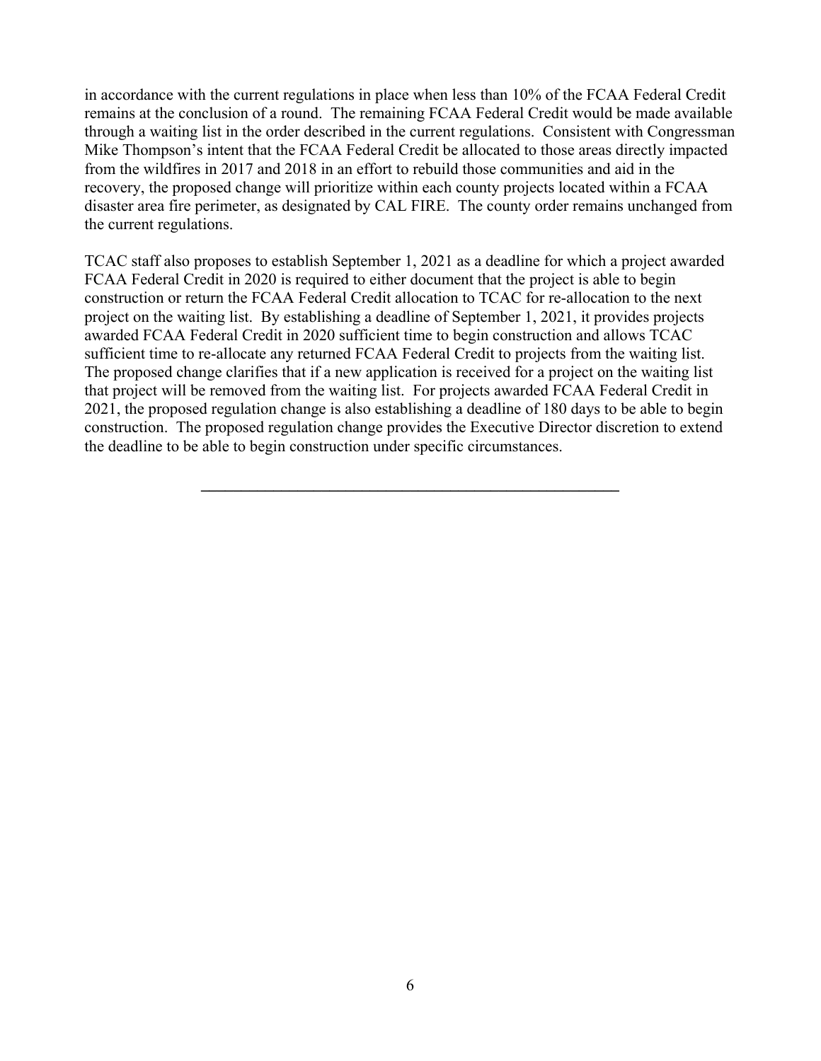in accordance with the current regulations in place when less than 10% of the FCAA Federal Credit remains at the conclusion of a round. The remaining FCAA Federal Credit would be made available through a waiting list in the order described in the current regulations. Consistent with Congressman Mike Thompson's intent that the FCAA Federal Credit be allocated to those areas directly impacted from the wildfires in 2017 and 2018 in an effort to rebuild those communities and aid in the recovery, the proposed change will prioritize within each county projects located within a FCAA disaster area fire perimeter, as designated by CAL FIRE. The county order remains unchanged from the current regulations.

TCAC staff also proposes to establish September 1, 2021 as a deadline for which a project awarded FCAA Federal Credit in 2020 is required to either document that the project is able to begin construction or return the FCAA Federal Credit allocation to TCAC for re-allocation to the next project on the waiting list. By establishing a deadline of September 1, 2021, it provides projects awarded FCAA Federal Credit in 2020 sufficient time to begin construction and allows TCAC sufficient time to re-allocate any returned FCAA Federal Credit to projects from the waiting list. The proposed change clarifies that if a new application is received for a project on the waiting list that project will be removed from the waiting list. For projects awarded FCAA Federal Credit in 2021, the proposed regulation change is also establishing a deadline of 180 days to be able to begin construction. The proposed regulation change provides the Executive Director discretion to extend the deadline to be able to begin construction under specific circumstances.

---